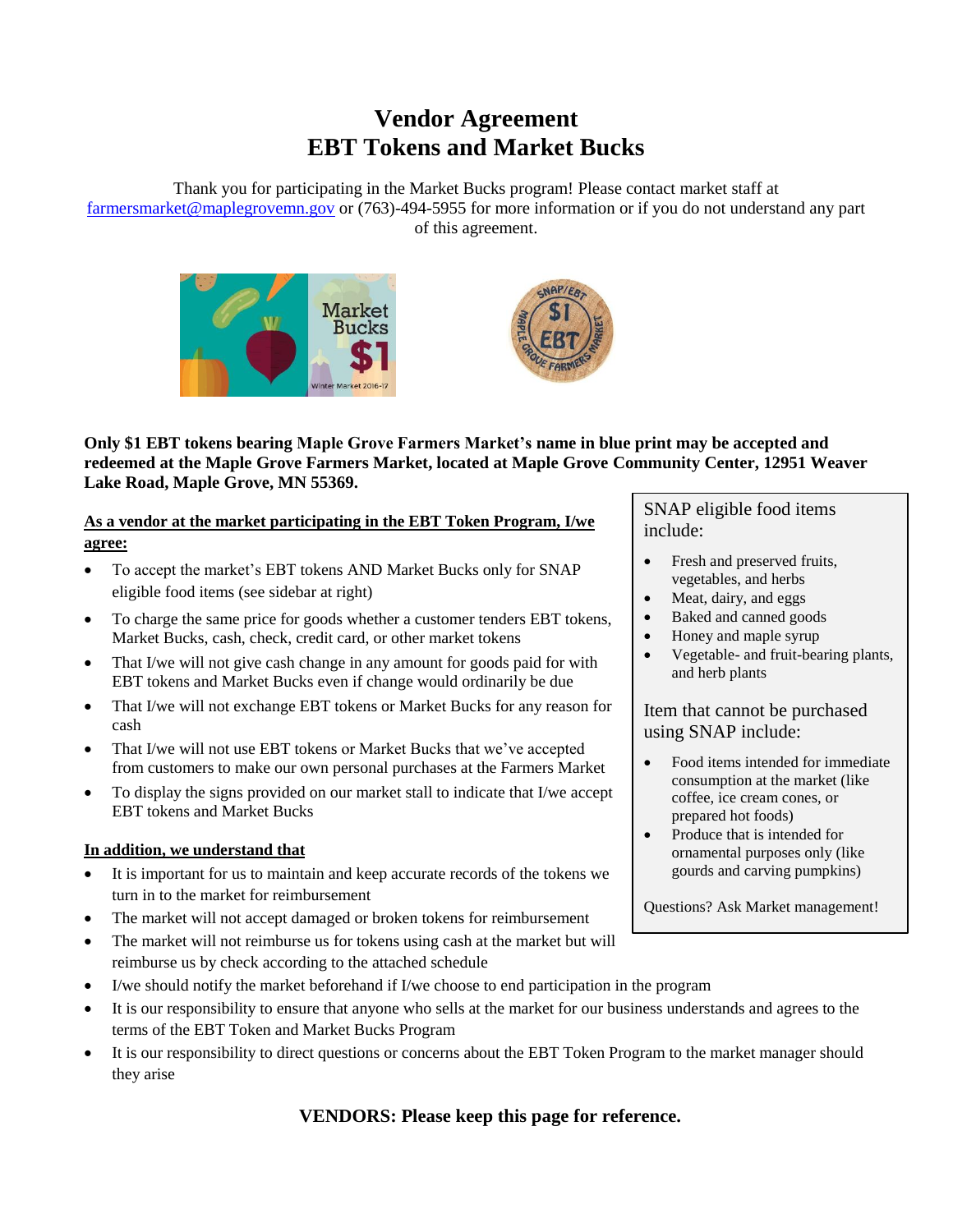# Vendor Agreement
# EBT Tokens and Market Bucks

Thank you for participating in the Market Bucks program! Please contact market staff at farmersmarket@maplegrovemn.gov or (763)-494-5955 for more information or if you do not understand any part of this agreement.

**Only $1 EBT tokens bearing Maple Grove Farmers Market's name in blue print may be accepted and redeemed at the Maple Grove Farmers Market, located at Maple Grove Community Center, 12951 Weaver Lake Road, Maple Grove, MN 55369.**

**As a vendor at the market participating in the EBT Token Program, I/we agree:**

- To accept the market's EBT tokens AND Market Bucks only for SNAP eligible food items (see sidebar at right)
- To charge the same price for goods whether a customer tenders EBT tokens, Market Bucks, cash, check, credit card, or other market tokens
- That I/we will not give cash change in any amount for goods paid for with EBT tokens and Market Bucks even if change would ordinarily be due
- That I/we will not exchange EBT tokens or Market Bucks for any reason for cash
- That I/we will not use EBT tokens or Market Bucks that we've accepted from customers to make our own personal purchases at the Farmers Market
- To display the signs provided on our market stall to indicate that I/we accept EBT tokens and Market Bucks

**In addition, we understand that**

- It is important for us to maintain and keep accurate records of the tokens we turn in to the market for reimbursement
- The market will not accept damaged or broken tokens for reimbursement
- The market will not reimburse us for tokens using cash at the market but will reimburse us by check according to the attached schedule
- I/we should notify the market beforehand if I/we choose to end participation in the program
- It is our responsibility to ensure that anyone who sells at the market for our business understands and agrees to the terms of the EBT Token and Market Bucks Program
- It is our responsibility to direct questions or concerns about the EBT Token Program to the market manager should they arise

SNAP eligible food items include:

- Fresh and preserved fruits, vegetables, and herbs
- Meat, dairy, and eggs
- Baked and canned goods
- Honey and maple syrup
- Vegetable- and fruit-bearing plants, and herb plants

Item that cannot be purchased using SNAP include:

- Food items intended for immediate consumption at the market (like coffee, ice cream cones, or prepared hot foods)
- Produce that is intended for ornamental purposes only (like gourds and carving pumpkins)

Questions? Ask Market management!

**VENDORS: Please keep this page for reference.**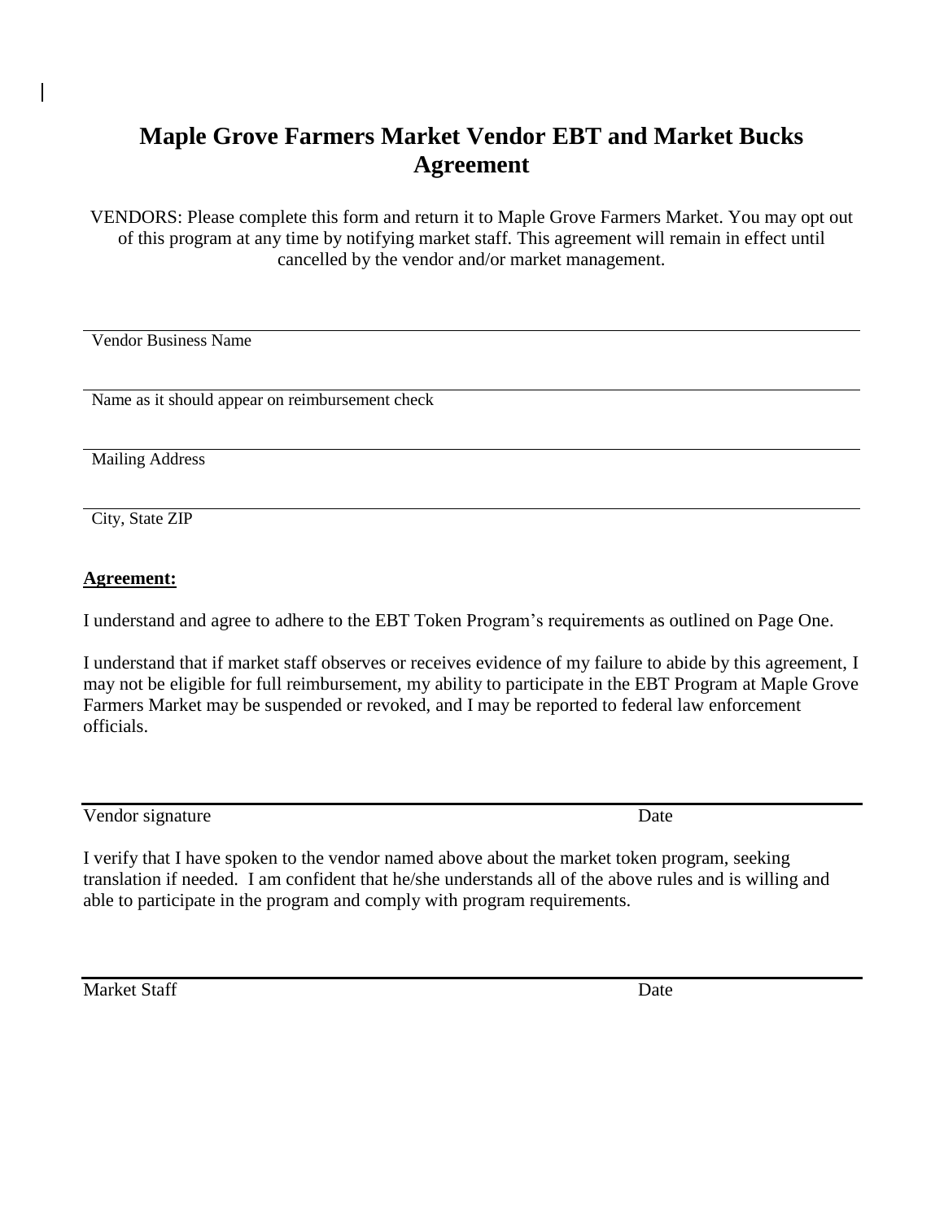# Maple Grove Farmers Market Vendor EBT and Market Bucks Agreement

VENDORS: Please complete this form and return it to Maple Grove Farmers Market. You may opt out of this program at any time by notifying market staff. This agreement will remain in effect until cancelled by the vendor and/or market management.

Vendor Business Name

Name as it should appear on reimbursement check

Mailing Address

City, State ZIP

**Agreement:**

I understand and agree to adhere to the EBT Token Program's requirements as outlined on Page One.

I understand that if market staff observes or receives evidence of my failure to abide by this agreement, I may not be eligible for full reimbursement, my ability to participate in the EBT Program at Maple Grove Farmers Market may be suspended or revoked, and I may be reported to federal law enforcement officials.

Vendor signature Date

I verify that I have spoken to the vendor named above about the market token program, seeking translation if needed. I am confident that he/she understands all of the above rules and is willing and able to participate in the program and comply with program requirements.

Market Staff Date